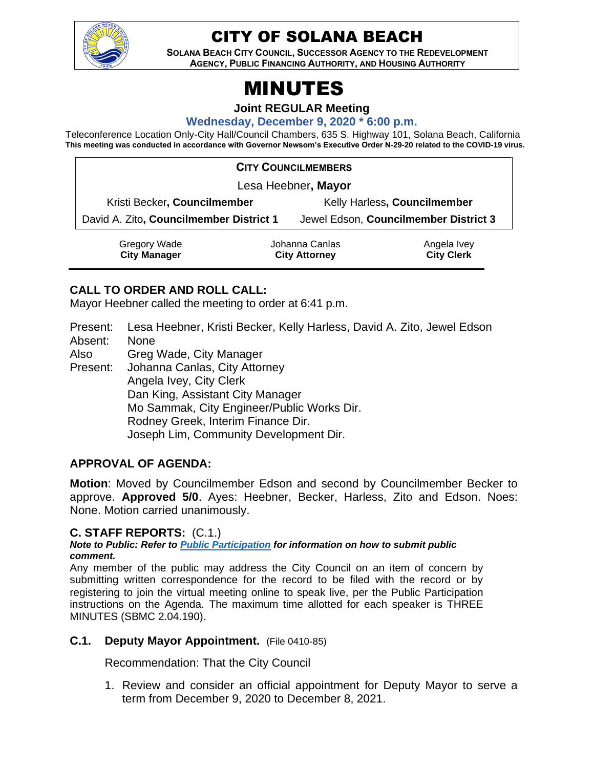# CITY OF SOLANA BEACH

**SOLANA BEACH CITY COUNCIL, SUCCESSOR AGENCY TO THE REDEVELOPMENT AGENCY, PUBLIC FINANCING AUTHORITY, AND HOUSING AUTHORITY**

# MINUTES

**Joint REGULAR Meeting**

**Wednesday, December 9, 2020 * 6:00 p.m.**

Teleconference Location Only-City Hall/Council Chambers, 635 S. Highway 101, Solana Beach, California

**This meeting was conducted in accordance with Governor Newsom's Executive Order N-29-20 related to the COVID-19 virus.**

**CITY COUNCILMEMBERS**

Lesa Heebner, **Mayor**

| | |
|---|---|
| Kristi Becker, **Councilmember** | Kelly Harless, **Councilmember** |
| David A. Zito, **Councilmember District 1** | Jewel Edson, **Councilmember District 3** |

| | | |
|---|---|---|
| Gregory Wade<br>**City Manager** | Johanna Canlas<br>**City Attorney** | Angela Ivey<br>**City Clerk** |

## CALL TO ORDER AND ROLL CALL:

Mayor Heebner called the meeting to order at 6:41 p.m.

Present: Lesa Heebner, Kristi Becker, Kelly Harless, David A. Zito, Jewel Edson
Absent: None
Also Present: Greg Wade, City Manager
Johanna Canlas, City Attorney
Angela Ivey, City Clerk
Dan King, Assistant City Manager
Mo Sammak, City Engineer/Public Works Dir.
Rodney Greek, Interim Finance Dir.
Joseph Lim, Community Development Dir.

## APPROVAL OF AGENDA:

**Motion**: Moved by Councilmember Edson and second by Councilmember Becker to approve. **Approved 5/0**. Ayes: Heebner, Becker, Harless, Zito and Edson. Noes: None. Motion carried unanimously.

## C. STAFF REPORTS: (C.1.)

***Note to Public: Refer to Public Participation for information on how to submit public comment.***

Any member of the public may address the City Council on an item of concern by submitting written correspondence for the record to be filed with the record or by registering to join the virtual meeting online to speak live, per the Public Participation instructions on the Agenda. The maximum time allotted for each speaker is THREE MINUTES (SBMC 2.04.190).

### C.1. Deputy Mayor Appointment. (File 0410-85)

Recommendation: That the City Council

1. Review and consider an official appointment for Deputy Mayor to serve a term from December 9, 2020 to December 8, 2021.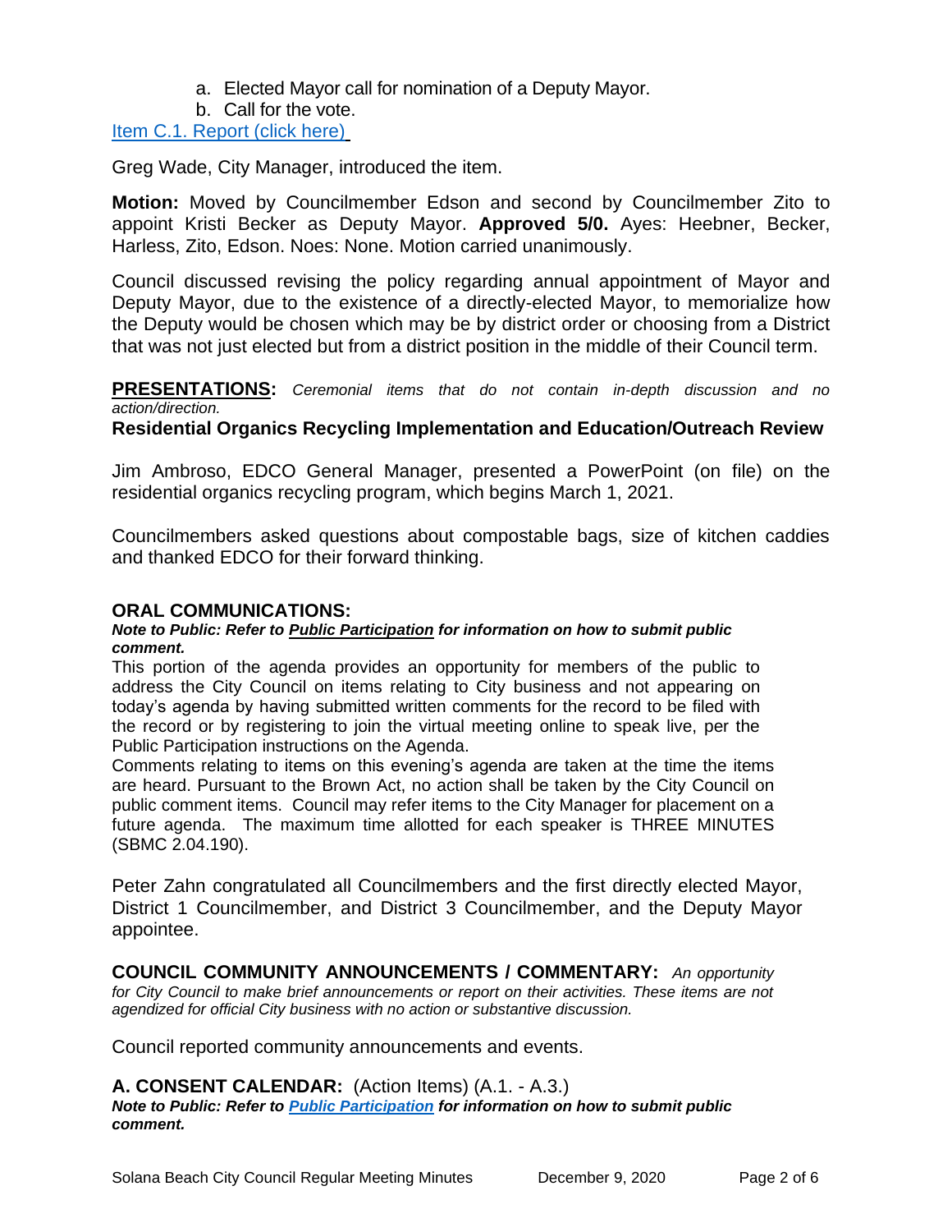a. Elected Mayor call for nomination of a Deputy Mayor.
b. Call for the vote.

Item C.1. Report (click here)

Greg Wade, City Manager, introduced the item.

**Motion:** Moved by Councilmember Edson and second by Councilmember Zito to appoint Kristi Becker as Deputy Mayor. **Approved 5/0.** Ayes: Heebner, Becker, Harless, Zito, Edson. Noes: None. Motion carried unanimously.

Council discussed revising the policy regarding annual appointment of Mayor and Deputy Mayor, due to the existence of a directly-elected Mayor, to memorialize how the Deputy would be chosen which may be by district order or choosing from a District that was not just elected but from a district position in the middle of their Council term.

**PRESENTATIONS:** *Ceremonial items that do not contain in-depth discussion and no action/direction.*

**Residential Organics Recycling Implementation and Education/Outreach Review**

Jim Ambroso, EDCO General Manager, presented a PowerPoint (on file) on the residential organics recycling program, which begins March 1, 2021.

Councilmembers asked questions about compostable bags, size of kitchen caddies and thanked EDCO for their forward thinking.

## ORAL COMMUNICATIONS:

***Note to Public: Refer to Public Participation for information on how to submit public comment.***

This portion of the agenda provides an opportunity for members of the public to address the City Council on items relating to City business and not appearing on today's agenda by having submitted written comments for the record to be filed with the record or by registering to join the virtual meeting online to speak live, per the Public Participation instructions on the Agenda.

Comments relating to items on this evening's agenda are taken at the time the items are heard. Pursuant to the Brown Act, no action shall be taken by the City Council on public comment items. Council may refer items to the City Manager for placement on a future agenda. The maximum time allotted for each speaker is THREE MINUTES (SBMC 2.04.190).

Peter Zahn congratulated all Councilmembers and the first directly elected Mayor, District 1 Councilmember, and District 3 Councilmember, and the Deputy Mayor appointee.

**COUNCIL COMMUNITY ANNOUNCEMENTS / COMMENTARY:** *An opportunity for City Council to make brief announcements or report on their activities. These items are not agendized for official City business with no action or substantive discussion.*

Council reported community announcements and events.

## A. CONSENT CALENDAR: (Action Items) (A.1. - A.3.)

***Note to Public: Refer to Public Participation for information on how to submit public comment.***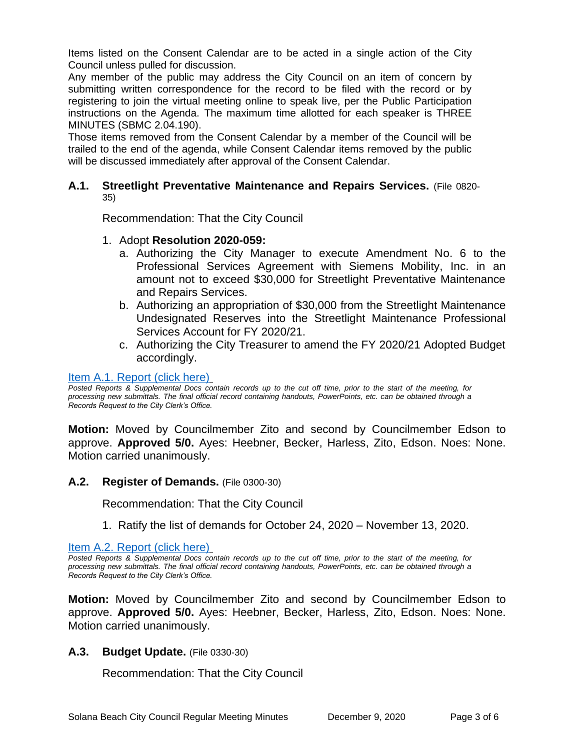Items listed on the Consent Calendar are to be acted in a single action of the City Council unless pulled for discussion.

Any member of the public may address the City Council on an item of concern by submitting written correspondence for the record to be filed with the record or by registering to join the virtual meeting online to speak live, per the Public Participation instructions on the Agenda. The maximum time allotted for each speaker is THREE MINUTES (SBMC 2.04.190).

Those items removed from the Consent Calendar by a member of the Council will be trailed to the end of the agenda, while Consent Calendar items removed by the public will be discussed immediately after approval of the Consent Calendar.

**A.1. Streetlight Preventative Maintenance and Repairs Services.** (File 0820-35)

Recommendation: That the City Council

1. Adopt **Resolution 2020-059:**
   a. Authorizing the City Manager to execute Amendment No. 6 to the Professional Services Agreement with Siemens Mobility, Inc. in an amount not to exceed $30,000 for Streetlight Preventative Maintenance and Repairs Services.
   b. Authorizing an appropriation of $30,000 from the Streetlight Maintenance Undesignated Reserves into the Streetlight Maintenance Professional Services Account for FY 2020/21.
   c. Authorizing the City Treasurer to amend the FY 2020/21 Adopted Budget accordingly.

Item A.1. Report (click here)

*Posted Reports & Supplemental Docs contain records up to the cut off time, prior to the start of the meeting, for processing new submittals. The final official record containing handouts, PowerPoints, etc. can be obtained through a Records Request to the City Clerk's Office.*

**Motion:** Moved by Councilmember Zito and second by Councilmember Edson to approve. **Approved 5/0.** Ayes: Heebner, Becker, Harless, Zito, Edson. Noes: None. Motion carried unanimously.

**A.2. Register of Demands.** (File 0300-30)

Recommendation: That the City Council

1. Ratify the list of demands for October 24, 2020 – November 13, 2020.

Item A.2. Report (click here)

*Posted Reports & Supplemental Docs contain records up to the cut off time, prior to the start of the meeting, for processing new submittals. The final official record containing handouts, PowerPoints, etc. can be obtained through a Records Request to the City Clerk's Office.*

**Motion:** Moved by Councilmember Zito and second by Councilmember Edson to approve. **Approved 5/0.** Ayes: Heebner, Becker, Harless, Zito, Edson. Noes: None. Motion carried unanimously.

**A.3. Budget Update.** (File 0330-30)

Recommendation: That the City Council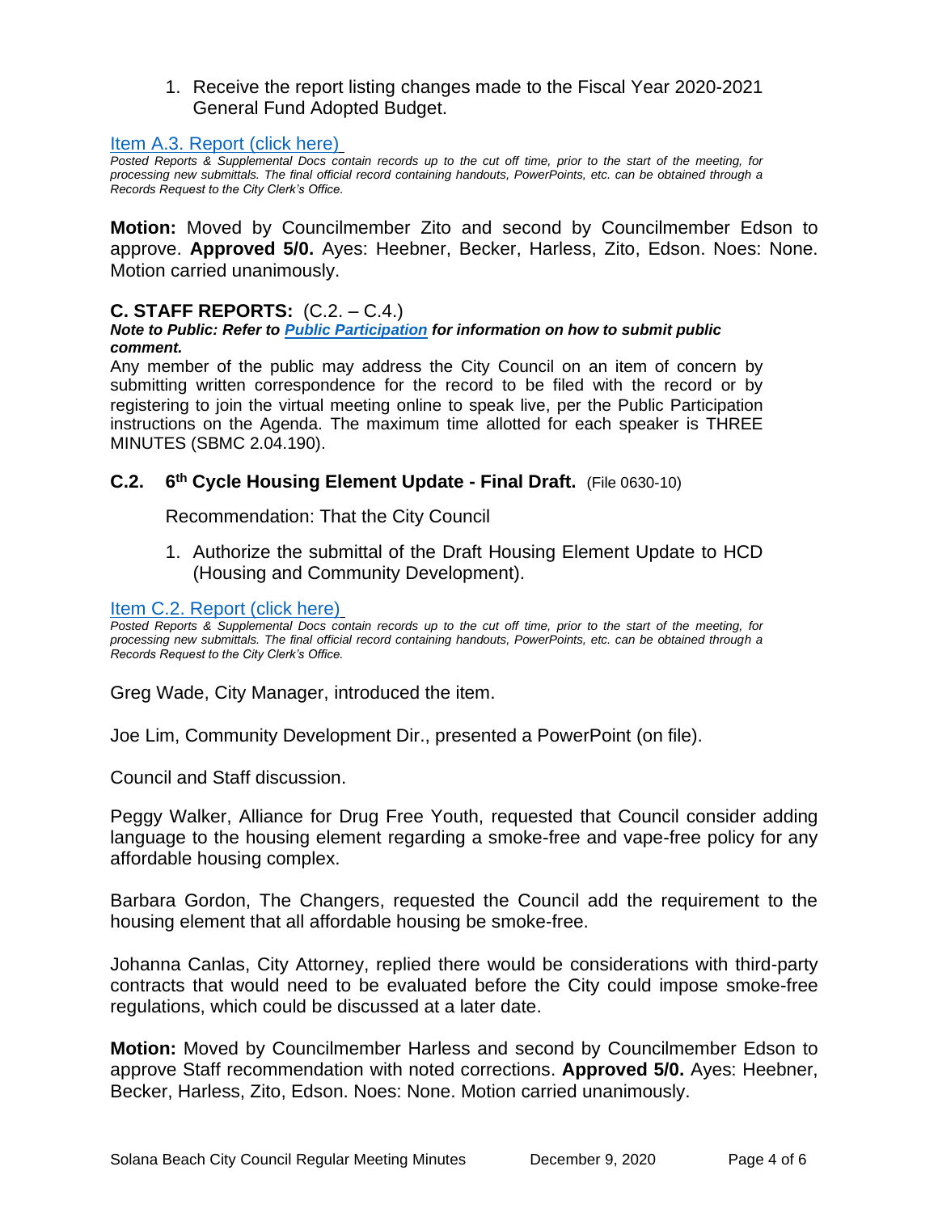1. Receive the report listing changes made to the Fiscal Year 2020-2021 General Fund Adopted Budget.

Item A.3. Report (click here)

*Posted Reports & Supplemental Docs contain records up to the cut off time, prior to the start of the meeting, for processing new submittals. The final official record containing handouts, PowerPoints, etc. can be obtained through a Records Request to the City Clerk's Office.*

**Motion:** Moved by Councilmember Zito and second by Councilmember Edson to approve. **Approved 5/0.** Ayes: Heebner, Becker, Harless, Zito, Edson. Noes: None. Motion carried unanimously.

## C. STAFF REPORTS: (C.2. – C.4.)

***Note to Public: Refer to Public Participation for information on how to submit public comment.***

Any member of the public may address the City Council on an item of concern by submitting written correspondence for the record to be filed with the record or by registering to join the virtual meeting online to speak live, per the Public Participation instructions on the Agenda. The maximum time allotted for each speaker is THREE MINUTES (SBMC 2.04.190).

### C.2. 6th Cycle Housing Element Update - Final Draft. (File 0630-10)

Recommendation: That the City Council

1. Authorize the submittal of the Draft Housing Element Update to HCD (Housing and Community Development).

Item C.2. Report (click here)

*Posted Reports & Supplemental Docs contain records up to the cut off time, prior to the start of the meeting, for processing new submittals. The final official record containing handouts, PowerPoints, etc. can be obtained through a Records Request to the City Clerk's Office.*

Greg Wade, City Manager, introduced the item.

Joe Lim, Community Development Dir., presented a PowerPoint (on file).

Council and Staff discussion.

Peggy Walker, Alliance for Drug Free Youth, requested that Council consider adding language to the housing element regarding a smoke-free and vape-free policy for any affordable housing complex.

Barbara Gordon, The Changers, requested the Council add the requirement to the housing element that all affordable housing be smoke-free.

Johanna Canlas, City Attorney, replied there would be considerations with third-party contracts that would need to be evaluated before the City could impose smoke-free regulations, which could be discussed at a later date.

**Motion:** Moved by Councilmember Harless and second by Councilmember Edson to approve Staff recommendation with noted corrections. **Approved 5/0.** Ayes: Heebner, Becker, Harless, Zito, Edson. Noes: None. Motion carried unanimously.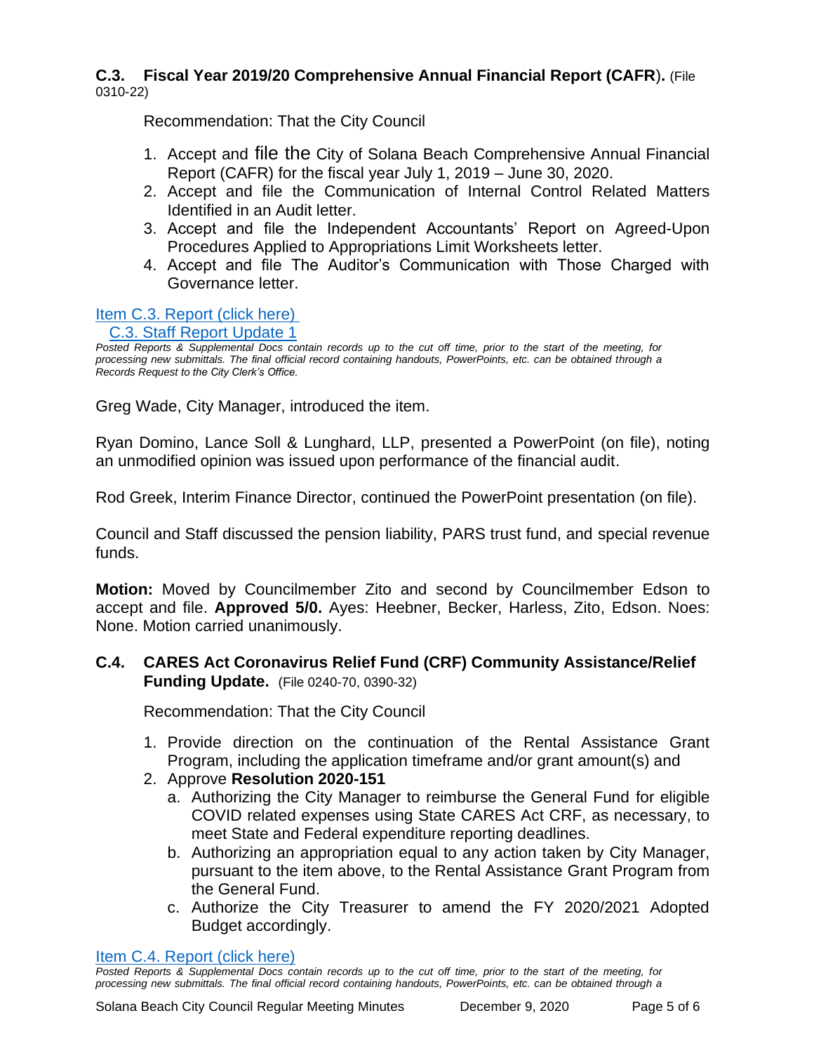### C.3. Fiscal Year 2019/20 Comprehensive Annual Financial Report (CAFR). (File 0310-22)

Recommendation: That the City Council

1. Accept and file the City of Solana Beach Comprehensive Annual Financial Report (CAFR) for the fiscal year July 1, 2019 – June 30, 2020.
2. Accept and file the Communication of Internal Control Related Matters Identified in an Audit letter.
3. Accept and file the Independent Accountants' Report on Agreed-Upon Procedures Applied to Appropriations Limit Worksheets letter.
4. Accept and file The Auditor's Communication with Those Charged with Governance letter.

Item C.3. Report (click here)
C.3. Staff Report Update 1

*Posted Reports & Supplemental Docs contain records up to the cut off time, prior to the start of the meeting, for processing new submittals. The final official record containing handouts, PowerPoints, etc. can be obtained through a Records Request to the City Clerk's Office.*

Greg Wade, City Manager, introduced the item.

Ryan Domino, Lance Soll & Lunghard, LLP, presented a PowerPoint (on file), noting an unmodified opinion was issued upon performance of the financial audit.

Rod Greek, Interim Finance Director, continued the PowerPoint presentation (on file).

Council and Staff discussed the pension liability, PARS trust fund, and special revenue funds.

**Motion:** Moved by Councilmember Zito and second by Councilmember Edson to accept and file. **Approved 5/0.** Ayes: Heebner, Becker, Harless, Zito, Edson. Noes: None. Motion carried unanimously.

### C.4. CARES Act Coronavirus Relief Fund (CRF) Community Assistance/Relief Funding Update. (File 0240-70, 0390-32)

Recommendation: That the City Council

1. Provide direction on the continuation of the Rental Assistance Grant Program, including the application timeframe and/or grant amount(s) and
2. Approve **Resolution 2020-151**
   a. Authorizing the City Manager to reimburse the General Fund for eligible COVID related expenses using State CARES Act CRF, as necessary, to meet State and Federal expenditure reporting deadlines.
   b. Authorizing an appropriation equal to any action taken by City Manager, pursuant to the item above, to the Rental Assistance Grant Program from the General Fund.
   c. Authorize the City Treasurer to amend the FY 2020/2021 Adopted Budget accordingly.

Item C.4. Report (click here)

*Posted Reports & Supplemental Docs contain records up to the cut off time, prior to the start of the meeting, for processing new submittals. The final official record containing handouts, PowerPoints, etc. can be obtained through a*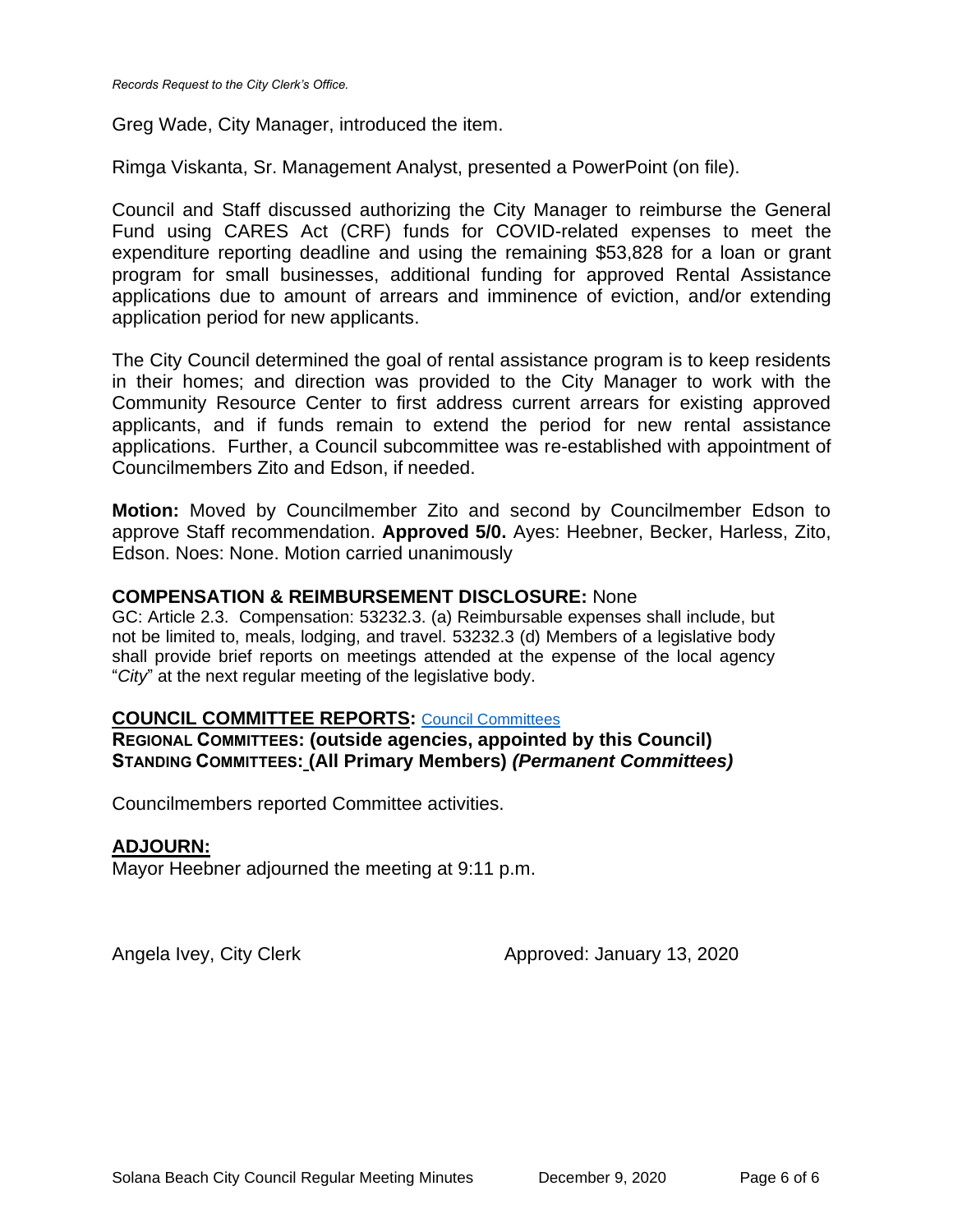*Records Request to the City Clerk's Office.*

Greg Wade, City Manager, introduced the item.

Rimga Viskanta, Sr. Management Analyst, presented a PowerPoint (on file).

Council and Staff discussed authorizing the City Manager to reimburse the General Fund using CARES Act (CRF) funds for COVID-related expenses to meet the expenditure reporting deadline and using the remaining $53,828 for a loan or grant program for small businesses, additional funding for approved Rental Assistance applications due to amount of arrears and imminence of eviction, and/or extending application period for new applicants.

The City Council determined the goal of rental assistance program is to keep residents in their homes; and direction was provided to the City Manager to work with the Community Resource Center to first address current arrears for existing approved applicants, and if funds remain to extend the period for new rental assistance applications. Further, a Council subcommittee was re-established with appointment of Councilmembers Zito and Edson, if needed.

**Motion:** Moved by Councilmember Zito and second by Councilmember Edson to approve Staff recommendation. **Approved 5/0.** Ayes: Heebner, Becker, Harless, Zito, Edson. Noes: None. Motion carried unanimously

## COMPENSATION & REIMBURSEMENT DISCLOSURE: None

GC: Article 2.3. Compensation: 53232.3. (a) Reimbursable expenses shall include, but not be limited to, meals, lodging, and travel. 53232.3 (d) Members of a legislative body shall provide brief reports on meetings attended at the expense of the local agency "*City*" at the next regular meeting of the legislative body.

## COUNCIL COMMITTEE REPORTS: Council Committees

**REGIONAL COMMITTEES: (outside agencies, appointed by this Council)**
**STANDING COMMITTEES: (All Primary Members)** ***(Permanent Committees)***

Councilmembers reported Committee activities.

## ADJOURN:

Mayor Heebner adjourned the meeting at 9:11 p.m.

Angela Ivey, City Clerk                    Approved: January 13, 2020